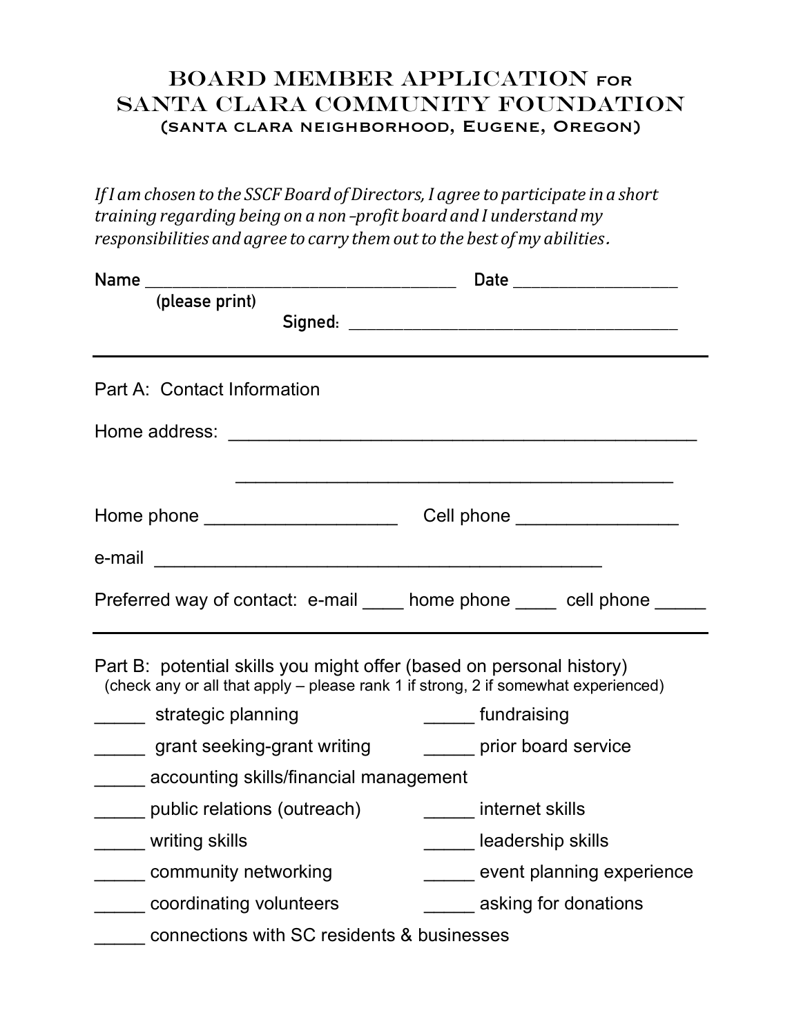# BOARD MEMBER APPLICATION for SANTA CLARA COMMUNITY FOUNDATION

## (santa clara neighborhood, Eugene, Oregon)

*If I am chosen to the SSCF Board of Directors, I agree to participate in a short training regarding being on a non –profit board and I understand my responsibilities and agree to carry them out to the best of my abilities.*

**Name** ________________________________ **Date** _________________
**(please print)**
**Signed:** ______________________________________

---

Part A: Contact Information

Home address: ______________________________________________

______________________________________________

Home phone __________________ Cell phone _______________

e-mail _____________________________________________

Preferred way of contact: e-mail ____ home phone ____ cell phone _____

---

Part B: potential skills you might offer (based on personal history)
(check any or all that apply – please rank 1 if strong, 2 if somewhat experienced)

_____ strategic planning

_____ fundraising

_____ grant seeking-grant writing

_____ prior board service

_____ accounting skills/financial management

_____ public relations (outreach)

_____ internet skills

_____ writing skills

_____ leadership skills

_____ community networking

_____ event planning experience

_____ coordinating volunteers

_____ asking for donations

_____ connections with SC residents & businesses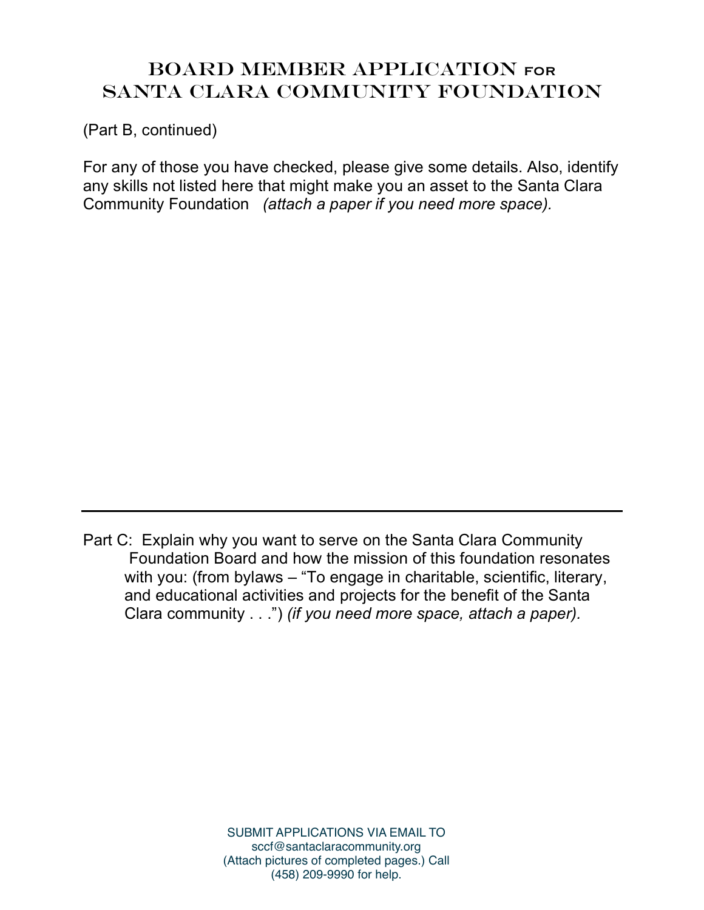# BOARD MEMBER APPLICATION for SANTA CLARA COMMUNITY FOUNDATION

(Part B, continued)

For any of those you have checked, please give some details. Also, identify any skills not listed here that might make you an asset to the Santa Clara Community Foundation *(attach a paper if you need more space).*

---

Part C: Explain why you want to serve on the Santa Clara Community Foundation Board and how the mission of this foundation resonates with you: (from bylaws – "To engage in charitable, scientific, literary, and educational activities and projects for the benefit of the Santa Clara community . . .") *(if you need more space, attach a paper).*

SUBMIT APPLICATIONS VIA EMAIL TO
sccf@santaclaracommunity.org
(Attach pictures of completed pages.) Call
(458) 209-9990 for help.